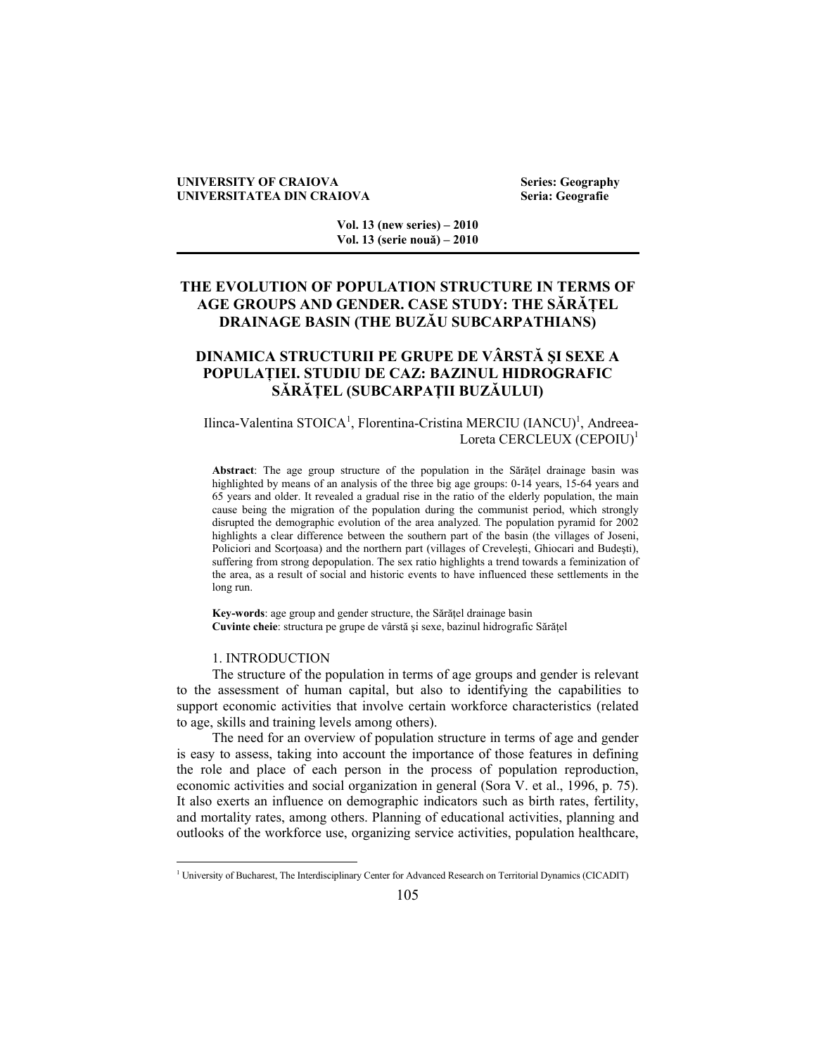UNIVERSITY OF CRAIOVA — Series: Geography
UNIVERSITATEA DIN CRAIOVA — Seria: Geografie

Vol. 13 (new series) – 2010
Vol. 13 (serie nouă) – 2010

# THE EVOLUTION OF POPULATION STRUCTURE IN TERMS OF AGE GROUPS AND GENDER. CASE STUDY: THE SĂRĂȚEL DRAINAGE BASIN (THE BUZĂU SUBCARPATHIANS)

# DINAMICA STRUCTURII PE GRUPE DE VÂRSTĂ ŞI SEXE A POPULAȚIEI. STUDIU DE CAZ: BAZINUL HIDROGRAFIC SĂRĂȚEL (SUBCARPAȚII BUZĂULUI)

Ilinca-Valentina STOICA[1], Florentina-Cristina MERCIU (IANCU)[1], Andreea-Loreta CERCLEUX (CEPOIU)[1]

**Abstract**: The age group structure of the population in the Sărățel drainage basin was highlighted by means of an analysis of the three big age groups: 0-14 years, 15-64 years and 65 years and older. It revealed a gradual rise in the ratio of the elderly population, the main cause being the migration of the population during the communist period, which strongly disrupted the demographic evolution of the area analyzed. The population pyramid for 2002 highlights a clear difference between the southern part of the basin (the villages of Joseni, Policiori and Scorțoasa) and the northern part (villages of Creveleşti, Ghiocari and Budeşti), suffering from strong depopulation. The sex ratio highlights a trend towards a feminization of the area, as a result of social and historic events to have influenced these settlements in the long run.

**Key-words**: age group and gender structure, the Sărățel drainage basin
**Cuvinte cheie**: structura pe grupe de vârstă şi sexe, bazinul hidrografic Sărățel

## 1. INTRODUCTION

The structure of the population in terms of age groups and gender is relevant to the assessment of human capital, but also to identifying the capabilities to support economic activities that involve certain workforce characteristics (related to age, skills and training levels among others).

The need for an overview of population structure in terms of age and gender is easy to assess, taking into account the importance of those features in defining the role and place of each person in the process of population reproduction, economic activities and social organization in general (Sora V. et al., 1996, p. 75). It also exerts an influence on demographic indicators such as birth rates, fertility, and mortality rates, among others. Planning of educational activities, planning and outlooks of the workforce use, organizing service activities, population healthcare,

[1] University of Bucharest, The Interdisciplinary Center for Advanced Research on Territorial Dynamics (CICADIT)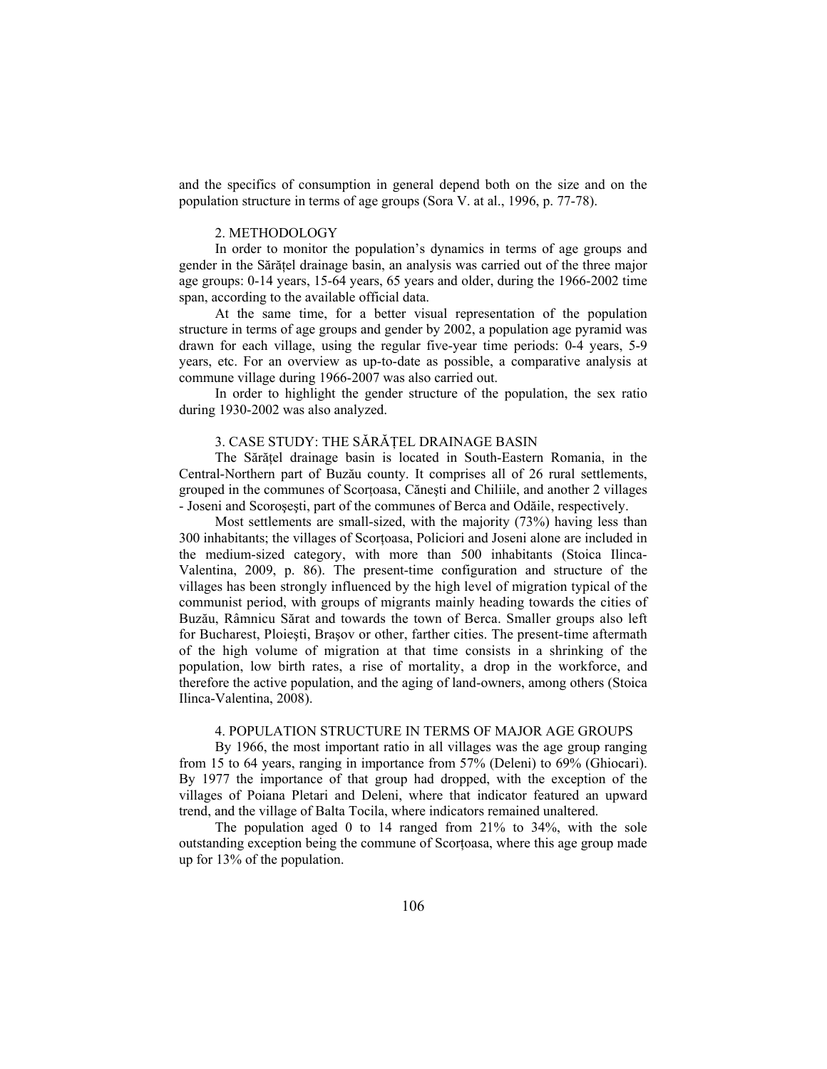and the specifics of consumption in general depend both on the size and on the population structure in terms of age groups (Sora V. at al., 1996, p. 77-78).

## 2. METHODOLOGY

In order to monitor the population's dynamics in terms of age groups and gender in the Sărățel drainage basin, an analysis was carried out of the three major age groups: 0-14 years, 15-64 years, 65 years and older, during the 1966-2002 time span, according to the available official data.

At the same time, for a better visual representation of the population structure in terms of age groups and gender by 2002, a population age pyramid was drawn for each village, using the regular five-year time periods: 0-4 years, 5-9 years, etc. For an overview as up-to-date as possible, a comparative analysis at commune village during 1966-2007 was also carried out.

In order to highlight the gender structure of the population, the sex ratio during 1930-2002 was also analyzed.

## 3. CASE STUDY: THE SĂRĂȚEL DRAINAGE BASIN

The Sărățel drainage basin is located in South-Eastern Romania, in the Central-Northern part of Buzău county. It comprises all of 26 rural settlements, grouped in the communes of Scorțoasa, Căneşti and Chiliile, and another 2 villages - Joseni and Scoroşeşti, part of the communes of Berca and Odăile, respectively.

Most settlements are small-sized, with the majority (73%) having less than 300 inhabitants; the villages of Scorțoasa, Policiori and Joseni alone are included in the medium-sized category, with more than 500 inhabitants (Stoica Ilinca-Valentina, 2009, p. 86). The present-time configuration and structure of the villages has been strongly influenced by the high level of migration typical of the communist period, with groups of migrants mainly heading towards the cities of Buzău, Râmnicu Sărat and towards the town of Berca. Smaller groups also left for Bucharest, Ploieşti, Brașov or other, farther cities. The present-time aftermath of the high volume of migration at that time consists in a shrinking of the population, low birth rates, a rise of mortality, a drop in the workforce, and therefore the active population, and the aging of land-owners, among others (Stoica Ilinca-Valentina, 2008).

## 4. POPULATION STRUCTURE IN TERMS OF MAJOR AGE GROUPS

By 1966, the most important ratio in all villages was the age group ranging from 15 to 64 years, ranging in importance from 57% (Deleni) to 69% (Ghiocari). By 1977 the importance of that group had dropped, with the exception of the villages of Poiana Pletari and Deleni, where that indicator featured an upward trend, and the village of Balta Tocila, where indicators remained unaltered.

The population aged 0 to 14 ranged from 21% to 34%, with the sole outstanding exception being the commune of Scorțoasa, where this age group made up for 13% of the population.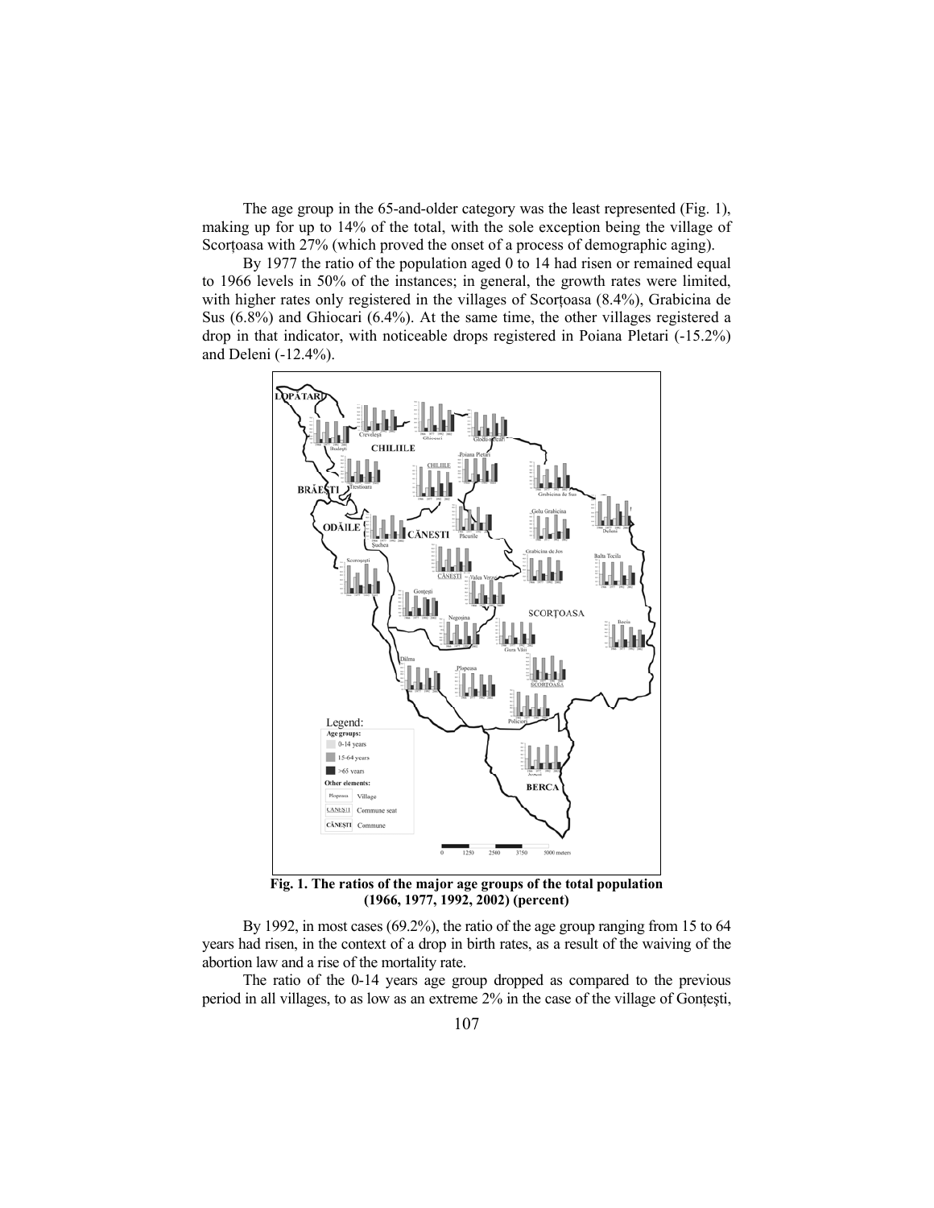The age group in the 65-and-older category was the least represented (Fig. 1), making up for up to 14% of the total, with the sole exception being the village of Scorțoasa with 27% (which proved the onset of a process of demographic aging).

By 1977 the ratio of the population aged 0 to 14 had risen or remained equal to 1966 levels in 50% of the instances; in general, the growth rates were limited, with higher rates only registered in the villages of Scorțoasa (8.4%), Grabicina de Sus (6.8%) and Ghiocari (6.4%). At the same time, the other villages registered a drop in that indicator, with noticeable drops registered in Poiana Pletari (-15.2%) and Deleni (-12.4%).

**Fig. 1. The ratios of the major age groups of the total population (1966, 1977, 1992, 2002) (percent)**

By 1992, in most cases (69.2%), the ratio of the age group ranging from 15 to 64 years had risen, in the context of a drop in birth rates, as a result of the waiving of the abortion law and a rise of the mortality rate.

The ratio of the 0-14 years age group dropped as compared to the previous period in all villages, to as low as an extreme 2% in the case of the village of Gonțești,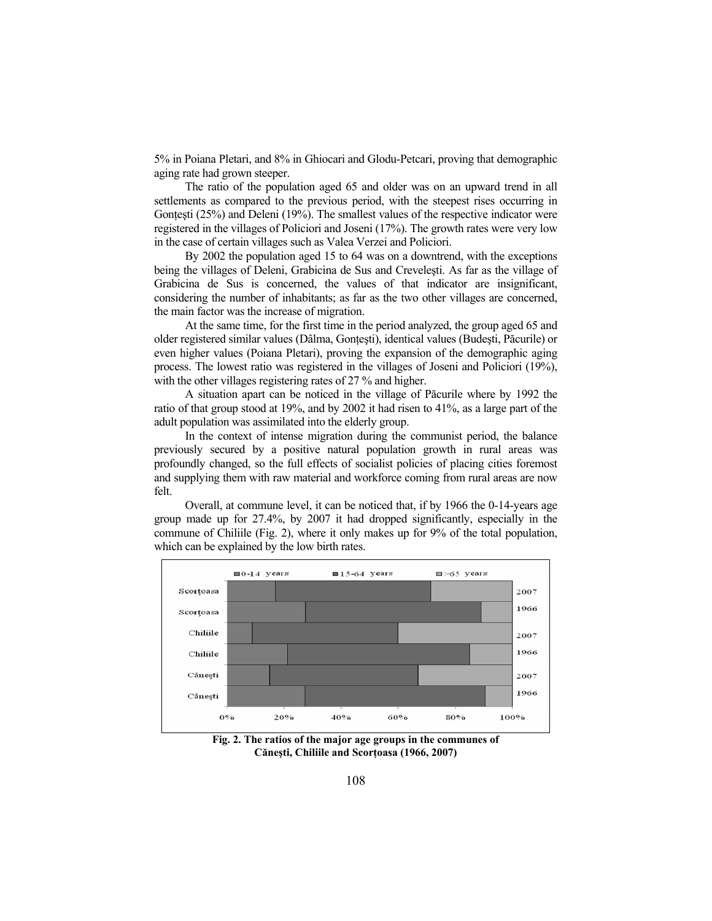5% in Poiana Pletari, and 8% in Ghiocari and Glodu-Petcari, proving that demographic aging rate had grown steeper.

The ratio of the population aged 65 and older was on an upward trend in all settlements as compared to the previous period, with the steepest rises occurring in Gonțești (25%) and Deleni (19%). The smallest values of the respective indicator were registered in the villages of Policiori and Joseni (17%). The growth rates were very low in the case of certain villages such as Valea Verzei and Policiori.

By 2002 the population aged 15 to 64 was on a downtrend, with the exceptions being the villages of Deleni, Grabicina de Sus and Creveleşti. As far as the village of Grabicina de Sus is concerned, the values of that indicator are insignificant, considering the number of inhabitants; as far as the two other villages are concerned, the main factor was the increase of migration.

At the same time, for the first time in the period analyzed, the group aged 65 and older registered similar values (Dâlma, Gonțești), identical values (Budeşti, Păcurile) or even higher values (Poiana Pletari), proving the expansion of the demographic aging process. The lowest ratio was registered in the villages of Joseni and Policiori (19%), with the other villages registering rates of 27 % and higher.

A situation apart can be noticed in the village of Păcurile where by 1992 the ratio of that group stood at 19%, and by 2002 it had risen to 41%, as a large part of the adult population was assimilated into the elderly group.

In the context of intense migration during the communist period, the balance previously secured by a positive natural population growth in rural areas was profoundly changed, so the full effects of socialist policies of placing cities foremost and supplying them with raw material and workforce coming from rural areas are now felt.

Overall, at commune level, it can be noticed that, if by 1966 the 0-14-years age group made up for 27.4%, by 2007 it had dropped significantly, especially in the commune of Chiliile (Fig. 2), where it only makes up for 9% of the total population, which can be explained by the low birth rates.

**Fig. 2. The ratios of the major age groups in the communes of Cănești, Chiliile and Scorțoasa (1966, 2007)**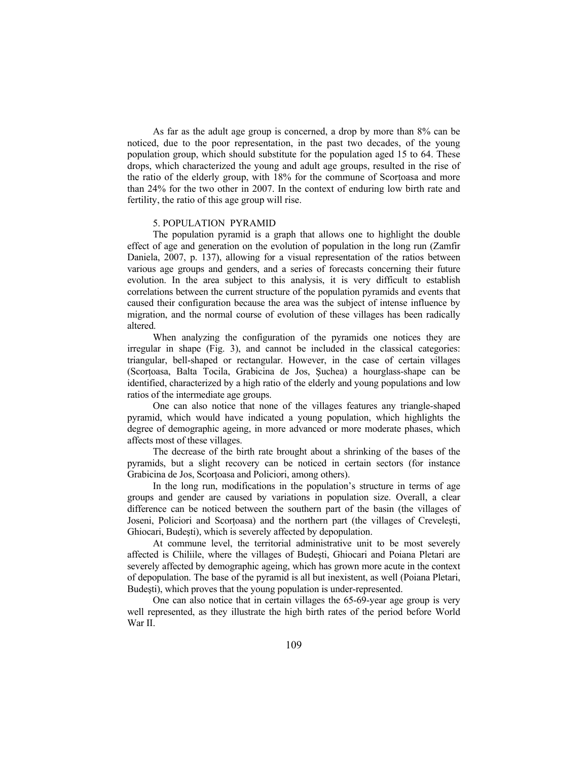As far as the adult age group is concerned, a drop by more than 8% can be noticed, due to the poor representation, in the past two decades, of the young population group, which should substitute for the population aged 15 to 64. These drops, which characterized the young and adult age groups, resulted in the rise of the ratio of the elderly group, with 18% for the commune of Scorțoasa and more than 24% for the two other in 2007. In the context of enduring low birth rate and fertility, the ratio of this age group will rise.

## 5. POPULATION PYRAMID

The population pyramid is a graph that allows one to highlight the double effect of age and generation on the evolution of population in the long run (Zamfir Daniela, 2007, p. 137), allowing for a visual representation of the ratios between various age groups and genders, and a series of forecasts concerning their future evolution. In the area subject to this analysis, it is very difficult to establish correlations between the current structure of the population pyramids and events that caused their configuration because the area was the subject of intense influence by migration, and the normal course of evolution of these villages has been radically altered.

When analyzing the configuration of the pyramids one notices they are irregular in shape (Fig. 3), and cannot be included in the classical categories: triangular, bell-shaped or rectangular. However, in the case of certain villages (Scorțoasa, Balta Tocila, Grabicina de Jos, Șuchea) a hourglass-shape can be identified, characterized by a high ratio of the elderly and young populations and low ratios of the intermediate age groups.

One can also notice that none of the villages features any triangle-shaped pyramid, which would have indicated a young population, which highlights the degree of demographic ageing, in more advanced or more moderate phases, which affects most of these villages.

The decrease of the birth rate brought about a shrinking of the bases of the pyramids, but a slight recovery can be noticed in certain sectors (for instance Grabicina de Jos, Scorțoasa and Policiori, among others).

In the long run, modifications in the population's structure in terms of age groups and gender are caused by variations in population size. Overall, a clear difference can be noticed between the southern part of the basin (the villages of Joseni, Policiori and Scorțoasa) and the northern part (the villages of Crevelești, Ghiocari, Budești), which is severely affected by depopulation.

At commune level, the territorial administrative unit to be most severely affected is Chiliile, where the villages of Budești, Ghiocari and Poiana Pletari are severely affected by demographic ageing, which has grown more acute in the context of depopulation. The base of the pyramid is all but inexistent, as well (Poiana Pletari, Budești), which proves that the young population is under-represented.

One can also notice that in certain villages the 65-69-year age group is very well represented, as they illustrate the high birth rates of the period before World War II.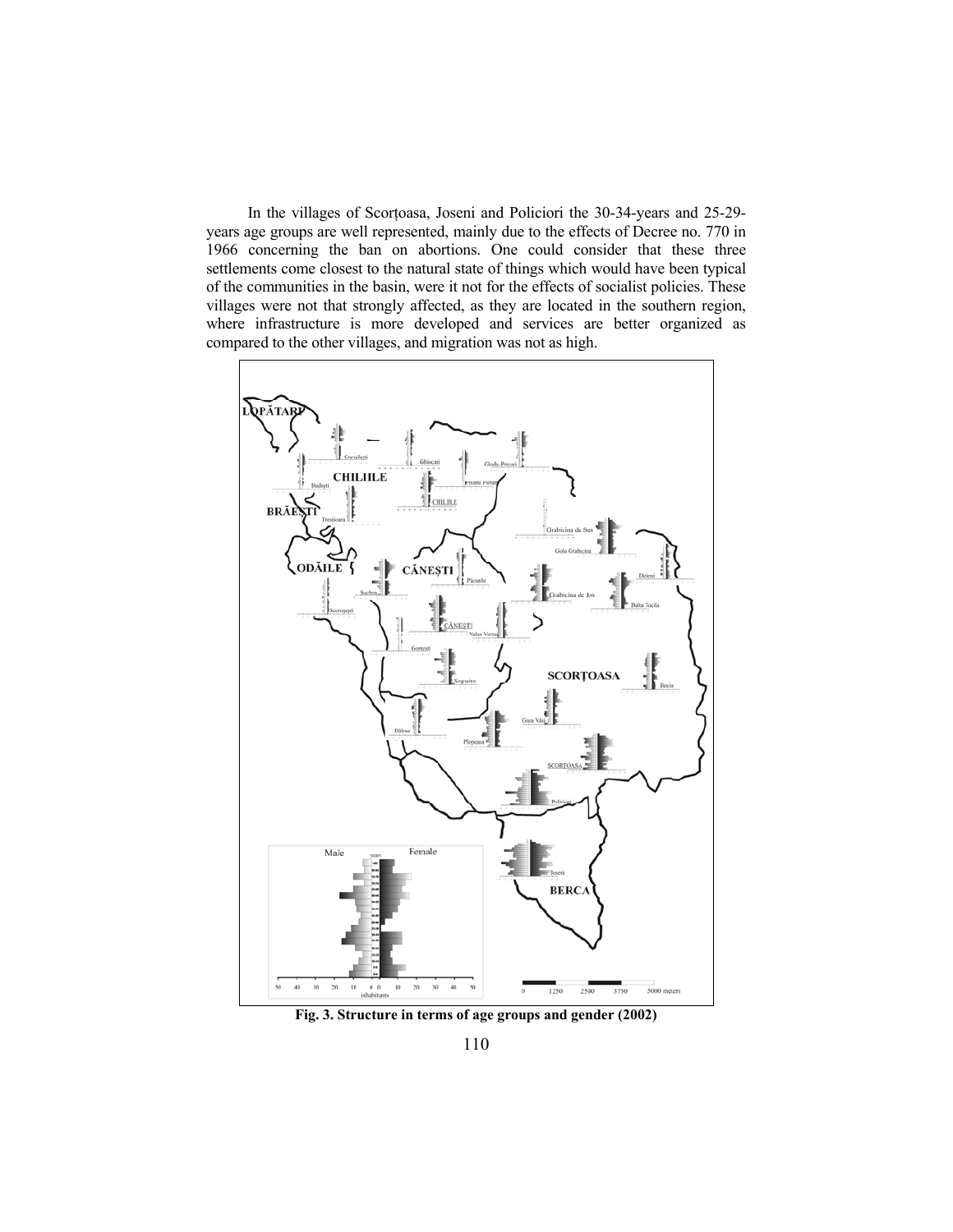In the villages of Scorțoasa, Joseni and Policiori the 30-34-years and 25-29-years age groups are well represented, mainly due to the effects of Decree no. 770 in 1966 concerning the ban on abortions. One could consider that these three settlements come closest to the natural state of things which would have been typical of the communities in the basin, were it not for the effects of socialist policies. These villages were not that strongly affected, as they are located in the southern region, where infrastructure is more developed and services are better organized as compared to the other villages, and migration was not as high.

**Fig. 3. Structure in terms of age groups and gender (2002)**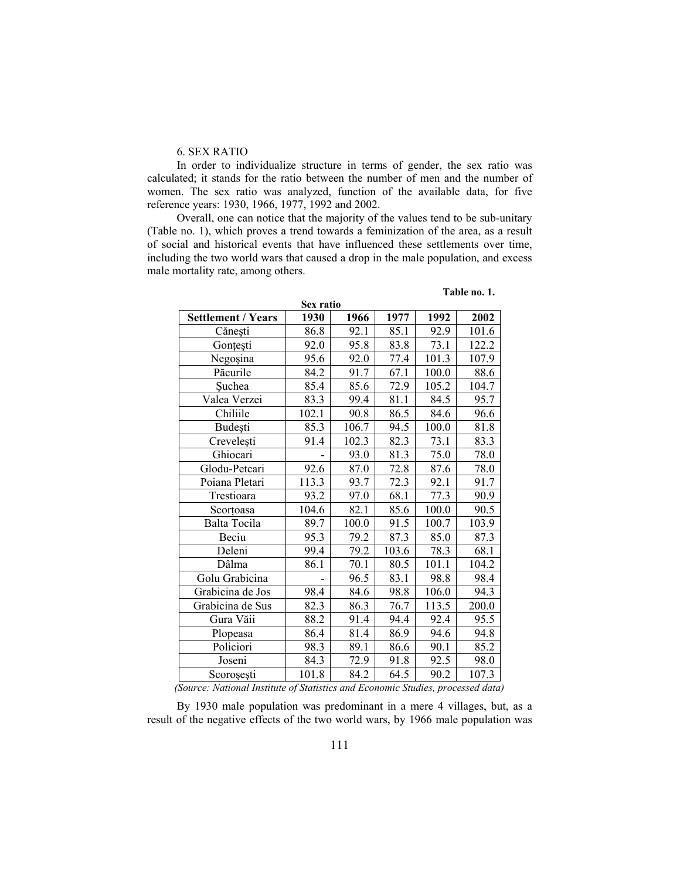6. SEX RATIO

In order to individualize structure in terms of gender, the sex ratio was calculated; it stands for the ratio between the number of men and the number of women. The sex ratio was analyzed, function of the available data, for five reference years: 1930, 1966, 1977, 1992 and 2002.

Overall, one can notice that the majority of the values tend to be sub-unitary (Table no. 1), which proves a trend towards a feminization of the area, as a result of social and historical events that have influenced these settlements over time, including the two world wars that caused a drop in the male population, and excess male mortality rate, among others.

**Table no. 1.**

**Sex ratio**

| Settlement / Years | 1930 | 1966 | 1977 | 1992 | 2002 |
|---|---|---|---|---|---|
| Cănești | 86.8 | 92.1 | 85.1 | 92.9 | 101.6 |
| Gonțești | 92.0 | 95.8 | 83.8 | 73.1 | 122.2 |
| Negoşina | 95.6 | 92.0 | 77.4 | 101.3 | 107.9 |
| Păcurile | 84.2 | 91.7 | 67.1 | 100.0 | 88.6 |
| Șuchea | 85.4 | 85.6 | 72.9 | 105.2 | 104.7 |
| Valea Verzei | 83.3 | 99.4 | 81.1 | 84.5 | 95.7 |
| Chiliile | 102.1 | 90.8 | 86.5 | 84.6 | 96.6 |
| Budești | 85.3 | 106.7 | 94.5 | 100.0 | 81.8 |
| Crevelești | 91.4 | 102.3 | 82.3 | 73.1 | 83.3 |
| Ghiocari | - | 93.0 | 81.3 | 75.0 | 78.0 |
| Glodu-Petcari | 92.6 | 87.0 | 72.8 | 87.6 | 78.0 |
| Poiana Pletari | 113.3 | 93.7 | 72.3 | 92.1 | 91.7 |
| Trestioara | 93.2 | 97.0 | 68.1 | 77.3 | 90.9 |
| Scorțoasa | 104.6 | 82.1 | 85.6 | 100.0 | 90.5 |
| Balta Tocila | 89.7 | 100.0 | 91.5 | 100.7 | 103.9 |
| Beciu | 95.3 | 79.2 | 87.3 | 85.0 | 87.3 |
| Deleni | 99.4 | 79.2 | 103.6 | 78.3 | 68.1 |
| Dâlma | 86.1 | 70.1 | 80.5 | 101.1 | 104.2 |
| Golu Grabicina | - | 96.5 | 83.1 | 98.8 | 98.4 |
| Grabicina de Jos | 98.4 | 84.6 | 98.8 | 106.0 | 94.3 |
| Grabicina de Sus | 82.3 | 86.3 | 76.7 | 113.5 | 200.0 |
| Gura Văii | 88.2 | 91.4 | 94.4 | 92.4 | 95.5 |
| Plopeasa | 86.4 | 81.4 | 86.9 | 94.6 | 94.8 |
| Policiori | 98.3 | 89.1 | 86.6 | 90.1 | 85.2 |
| Joseni | 84.3 | 72.9 | 91.8 | 92.5 | 98.0 |
| Scoroşeşti | 101.8 | 84.2 | 64.5 | 90.2 | 107.3 |

*(Source: National Institute of Statistics and Economic Studies, processed data)*

By 1930 male population was predominant in a mere 4 villages, but, as a result of the negative effects of the two world wars, by 1966 male population was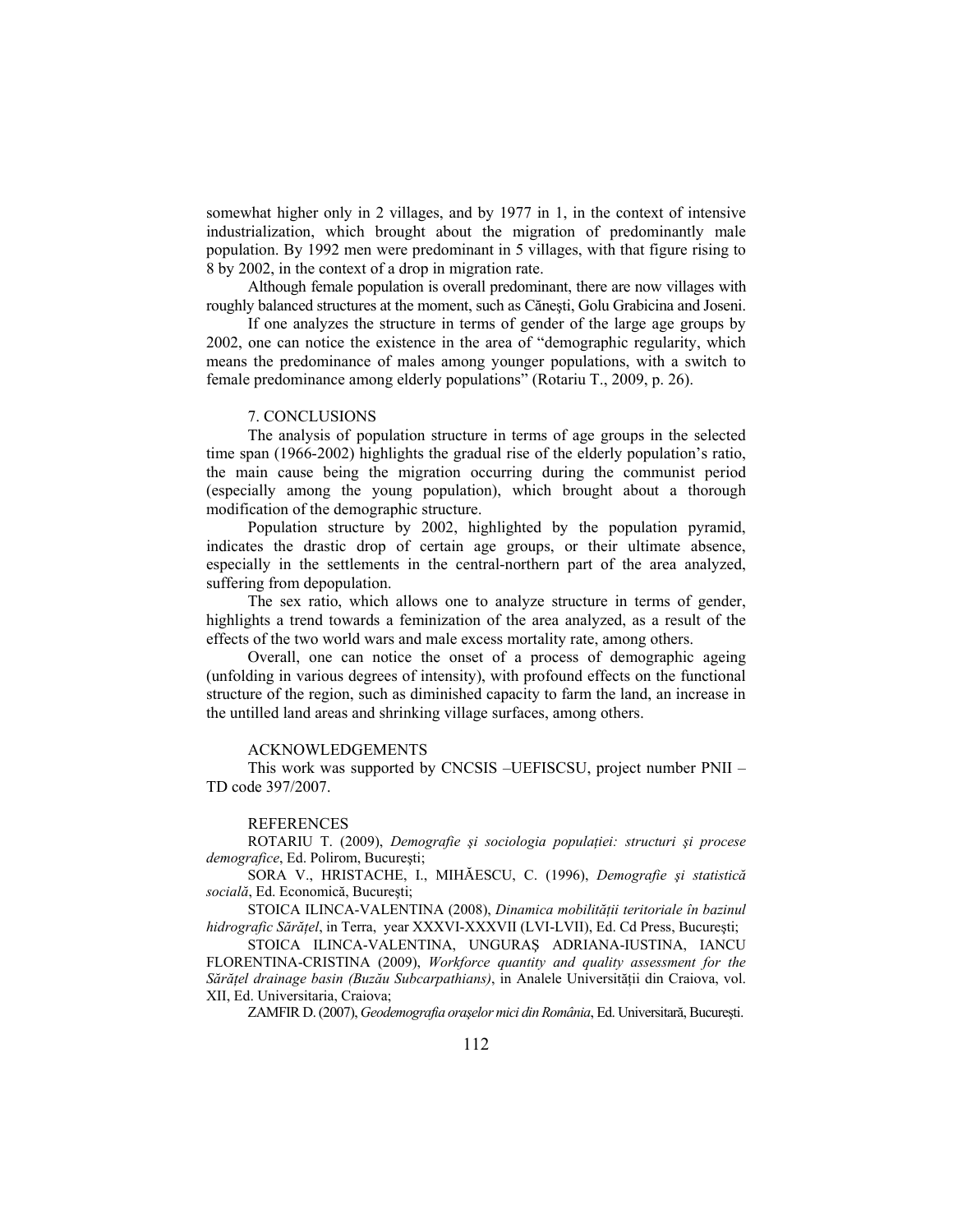somewhat higher only in 2 villages, and by 1977 in 1, in the context of intensive industrialization, which brought about the migration of predominantly male population. By 1992 men were predominant in 5 villages, with that figure rising to 8 by 2002, in the context of a drop in migration rate.

Although female population is overall predominant, there are now villages with roughly balanced structures at the moment, such as Căneşti, Golu Grabicina and Joseni.

If one analyzes the structure in terms of gender of the large age groups by 2002, one can notice the existence in the area of "demographic regularity, which means the predominance of males among younger populations, with a switch to female predominance among elderly populations" (Rotariu T., 2009, p. 26).

## 7. CONCLUSIONS

The analysis of population structure in terms of age groups in the selected time span (1966-2002) highlights the gradual rise of the elderly population's ratio, the main cause being the migration occurring during the communist period (especially among the young population), which brought about a thorough modification of the demographic structure.

Population structure by 2002, highlighted by the population pyramid, indicates the drastic drop of certain age groups, or their ultimate absence, especially in the settlements in the central-northern part of the area analyzed, suffering from depopulation.

The sex ratio, which allows one to analyze structure in terms of gender, highlights a trend towards a feminization of the area analyzed, as a result of the effects of the two world wars and male excess mortality rate, among others.

Overall, one can notice the onset of a process of demographic ageing (unfolding in various degrees of intensity), with profound effects on the functional structure of the region, such as diminished capacity to farm the land, an increase in the untilled land areas and shrinking village surfaces, among others.

## ACKNOWLEDGEMENTS

This work was supported by CNCSIS –UEFISCSU, project number PNII – TD code 397/2007.

## REFERENCES

ROTARIU T. (2009), *Demografie şi sociologia populaţiei: structuri şi procese demografice*, Ed. Polirom, Bucureşti;

SORA V., HRISTACHE, I., MIHĂESCU, C. (1996), *Demografie şi statistică socială*, Ed. Economică, Bucureşti;

STOICA ILINCA-VALENTINA (2008), *Dinamica mobilităţii teritoriale în bazinul hidrografic Sărăţel*, in Terra, year XXXVI-XXXVII (LVI-LVII), Ed. Cd Press, Bucureşti;

STOICA ILINCA-VALENTINA, UNGURAŞ ADRIANA-IUSTINA, IANCU FLORENTINA-CRISTINA (2009), *Workforce quantity and quality assessment for the Sărăţel drainage basin (Buzău Subcarpathians)*, in Analele Universităţii din Craiova, vol. XII, Ed. Universitaria, Craiova;

ZAMFIR D. (2007), *Geodemografia oraşelor mici din România*, Ed. Universitară, Bucureşti.